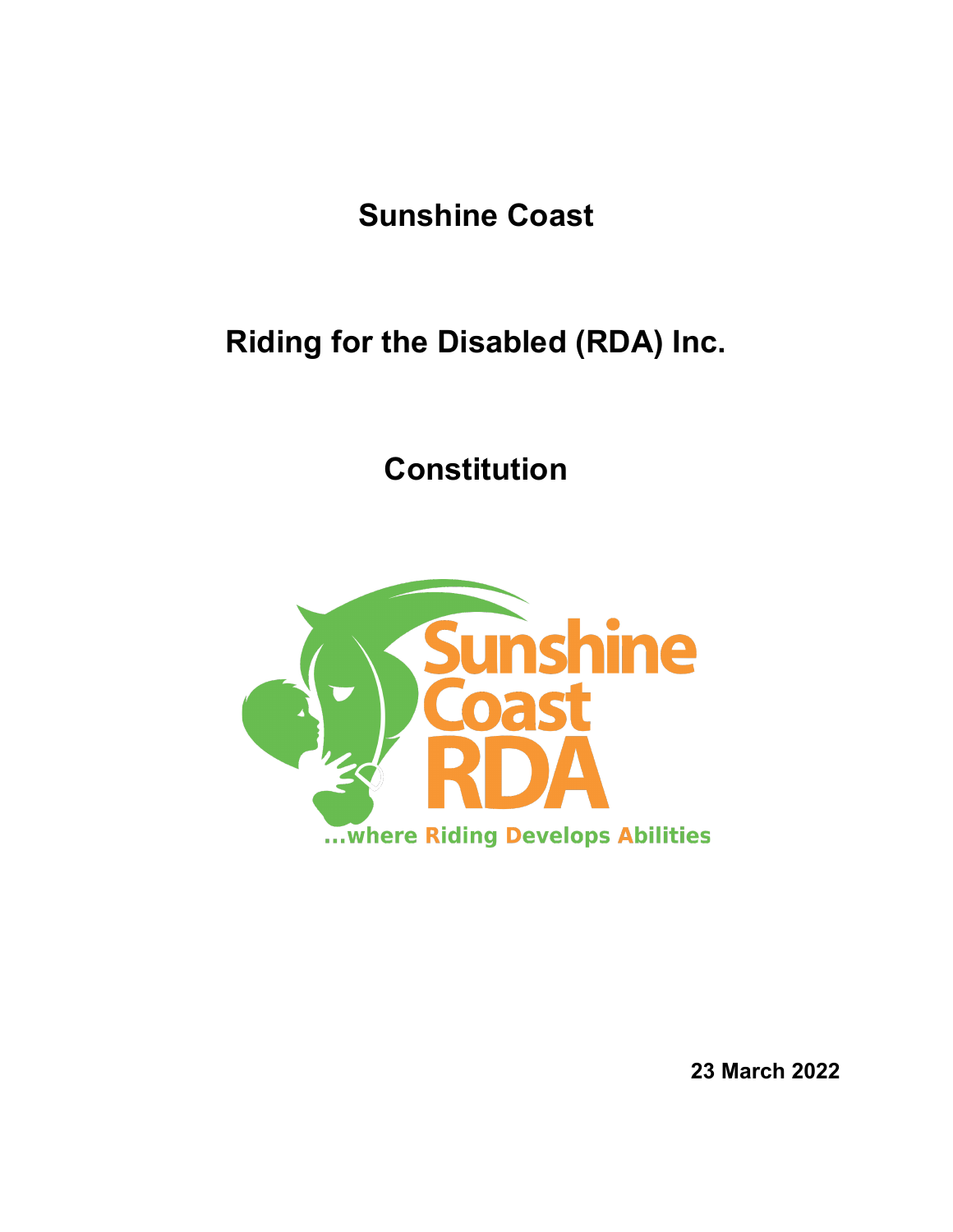# Sunshine Coast

# Riding for the Disabled (RDA) Inc.

# Constitution

Sunshine Coast RDA

...where Riding Develops Abilities

**23 March 2022**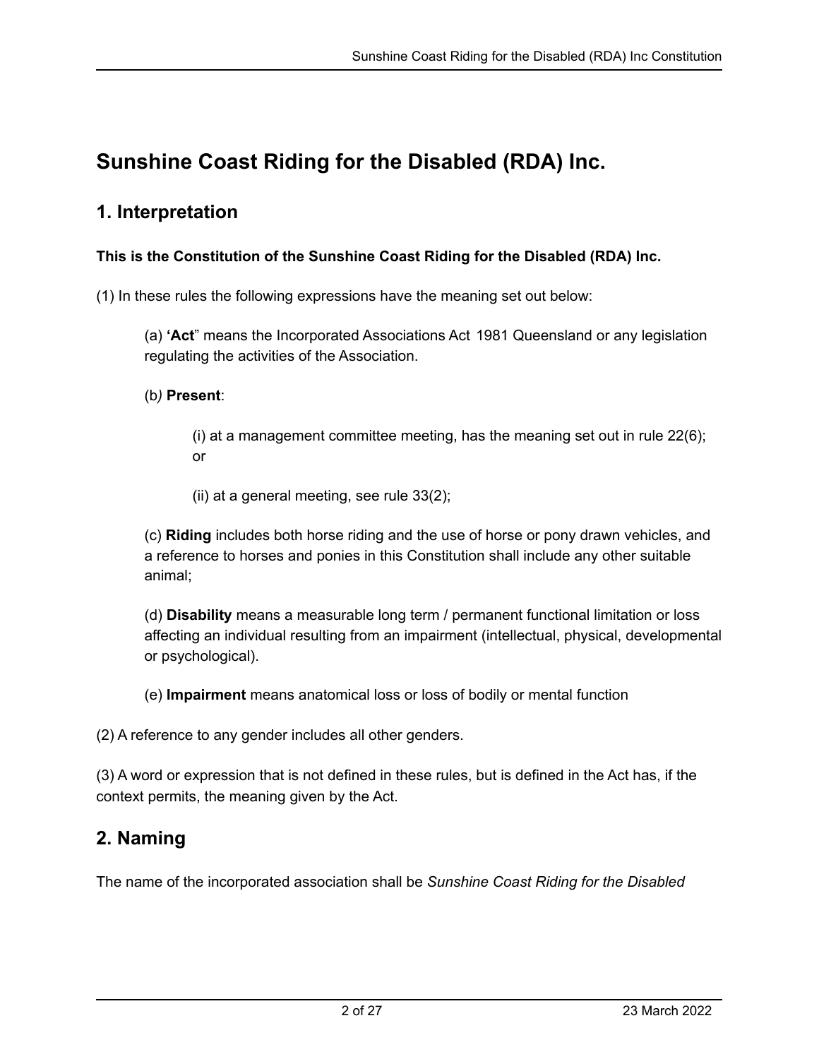# Sunshine Coast Riding for the Disabled (RDA) Inc.

## 1. Interpretation

**This is the Constitution of the Sunshine Coast Riding for the Disabled (RDA) Inc.**

(1) In these rules the following expressions have the meaning set out below:

(a) **'Act**" means the Incorporated Associations Act 1981 Queensland or any legislation regulating the activities of the Association.

(b*)* **Present**:

(i) at a management committee meeting, has the meaning set out in rule 22(6); or

(ii) at a general meeting, see rule 33(2);

(c) **Riding** includes both horse riding and the use of horse or pony drawn vehicles, and a reference to horses and ponies in this Constitution shall include any other suitable animal;

(d) **Disability** means a measurable long term / permanent functional limitation or loss affecting an individual resulting from an impairment (intellectual, physical, developmental or psychological).

(e) **Impairment** means anatomical loss or loss of bodily or mental function

(2) A reference to any gender includes all other genders.

(3) A word or expression that is not defined in these rules, but is defined in the Act has, if the context permits, the meaning given by the Act.

## 2. Naming

The name of the incorporated association shall be *Sunshine Coast Riding for the Disabled*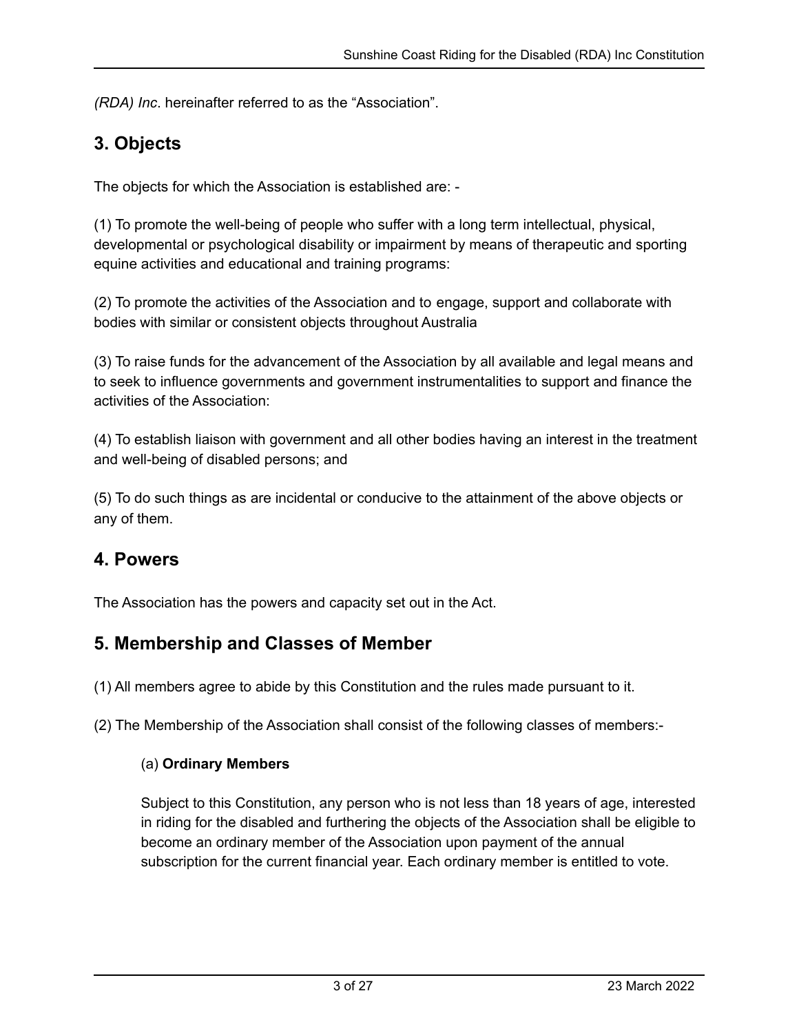*(RDA) Inc*. hereinafter referred to as the “Association”.

## 3. Objects

The objects for which the Association is established are: -

(1) To promote the well-being of people who suffer with a long term intellectual, physical, developmental or psychological disability or impairment by means of therapeutic and sporting equine activities and educational and training programs:

(2) To promote the activities of the Association and to engage, support and collaborate with bodies with similar or consistent objects throughout Australia

(3) To raise funds for the advancement of the Association by all available and legal means and to seek to influence governments and government instrumentalities to support and finance the activities of the Association:

(4) To establish liaison with government and all other bodies having an interest in the treatment and well-being of disabled persons; and

(5) To do such things as are incidental or conducive to the attainment of the above objects or any of them.

## 4. Powers

The Association has the powers and capacity set out in the Act.

## 5. Membership and Classes of Member

(1) All members agree to abide by this Constitution and the rules made pursuant to it.

(2) The Membership of the Association shall consist of the following classes of members:-

(a) **Ordinary Members**

Subject to this Constitution, any person who is not less than 18 years of age, interested in riding for the disabled and furthering the objects of the Association shall be eligible to become an ordinary member of the Association upon payment of the annual subscription for the current financial year. Each ordinary member is entitled to vote.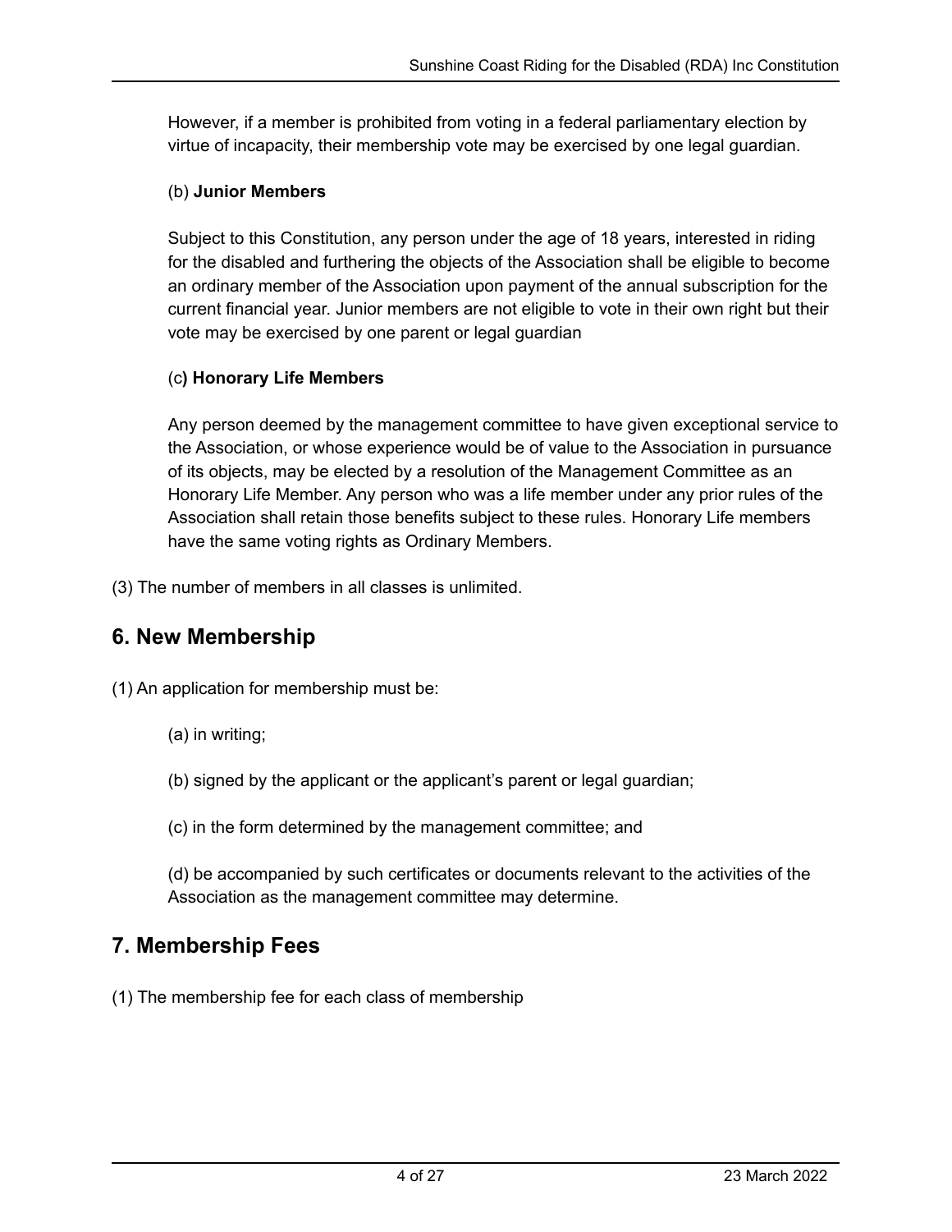However, if a member is prohibited from voting in a federal parliamentary election by virtue of incapacity, their membership vote may be exercised by one legal guardian.

(b) **Junior Members**

Subject to this Constitution, any person under the age of 18 years, interested in riding for the disabled and furthering the objects of the Association shall be eligible to become an ordinary member of the Association upon payment of the annual subscription for the current financial year. Junior members are not eligible to vote in their own right but their vote may be exercised by one parent or legal guardian

(c**) Honorary Life Members**

Any person deemed by the management committee to have given exceptional service to the Association, or whose experience would be of value to the Association in pursuance of its objects, may be elected by a resolution of the Management Committee as an Honorary Life Member. Any person who was a life member under any prior rules of the Association shall retain those benefits subject to these rules. Honorary Life members have the same voting rights as Ordinary Members.

(3) The number of members in all classes is unlimited.

## 6. New Membership

(1) An application for membership must be:

(a) in writing;

(b) signed by the applicant or the applicant's parent or legal guardian;

(c) in the form determined by the management committee; and

(d) be accompanied by such certificates or documents relevant to the activities of the Association as the management committee may determine.

## 7. Membership Fees

(1) The membership fee for each class of membership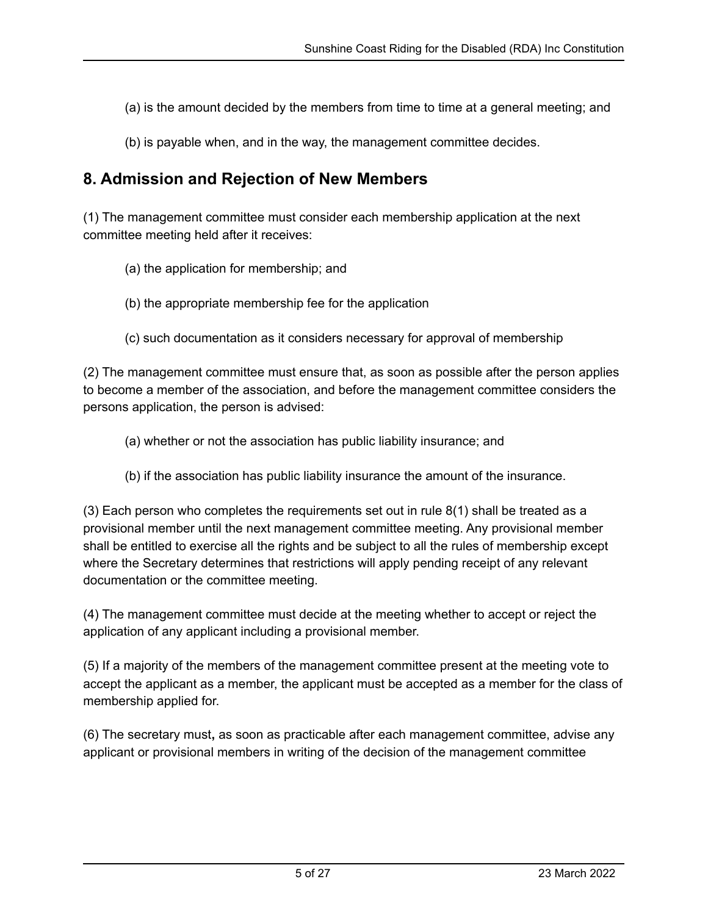(a) is the amount decided by the members from time to time at a general meeting; and

(b) is payable when, and in the way, the management committee decides.

## 8. Admission and Rejection of New Members

(1) The management committee must consider each membership application at the next committee meeting held after it receives:

(a) the application for membership; and

(b) the appropriate membership fee for the application

(c) such documentation as it considers necessary for approval of membership

(2) The management committee must ensure that, as soon as possible after the person applies to become a member of the association, and before the management committee considers the persons application, the person is advised:

(a) whether or not the association has public liability insurance; and

(b) if the association has public liability insurance the amount of the insurance.

(3) Each person who completes the requirements set out in rule 8(1) shall be treated as a provisional member until the next management committee meeting. Any provisional member shall be entitled to exercise all the rights and be subject to all the rules of membership except where the Secretary determines that restrictions will apply pending receipt of any relevant documentation or the committee meeting.

(4) The management committee must decide at the meeting whether to accept or reject the application of any applicant including a provisional member.

(5) If a majority of the members of the management committee present at the meeting vote to accept the applicant as a member, the applicant must be accepted as a member for the class of membership applied for.

(6) The secretary must**,** as soon as practicable after each management committee, advise any applicant or provisional members in writing of the decision of the management committee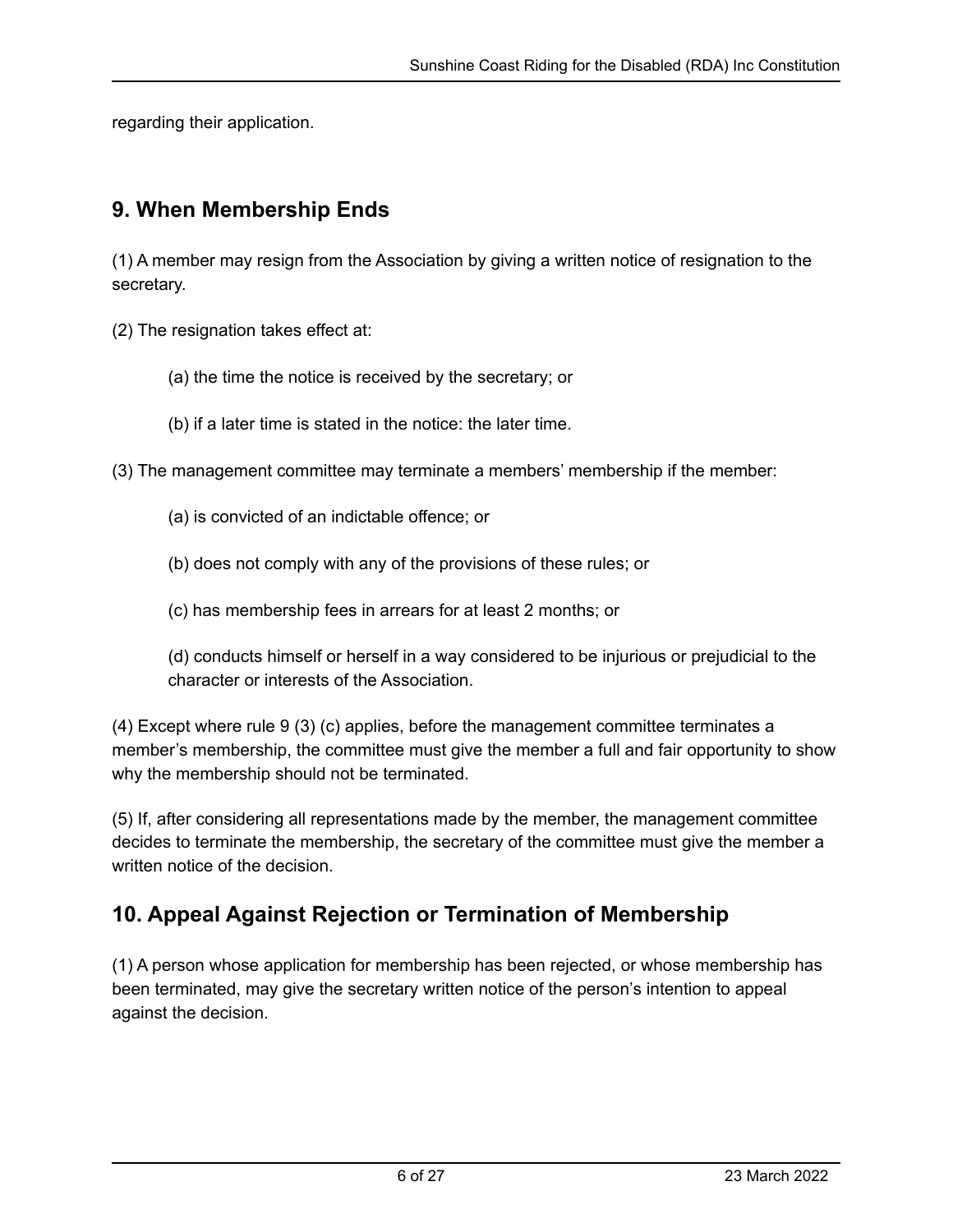regarding their application.

## 9. When Membership Ends

(1) A member may resign from the Association by giving a written notice of resignation to the secretary.

(2) The resignation takes effect at:

> (a) the time the notice is received by the secretary; or
>
> (b) if a later time is stated in the notice: the later time.

(3) The management committee may terminate a members' membership if the member:

> (a) is convicted of an indictable offence; or
>
> (b) does not comply with any of the provisions of these rules; or
>
> (c) has membership fees in arrears for at least 2 months; or
>
> (d) conducts himself or herself in a way considered to be injurious or prejudicial to the character or interests of the Association.

(4) Except where rule 9 (3) (c) applies, before the management committee terminates a member's membership, the committee must give the member a full and fair opportunity to show why the membership should not be terminated.

(5) If, after considering all representations made by the member, the management committee decides to terminate the membership, the secretary of the committee must give the member a written notice of the decision.

## 10. Appeal Against Rejection or Termination of Membership

(1) A person whose application for membership has been rejected, or whose membership has been terminated, may give the secretary written notice of the person's intention to appeal against the decision.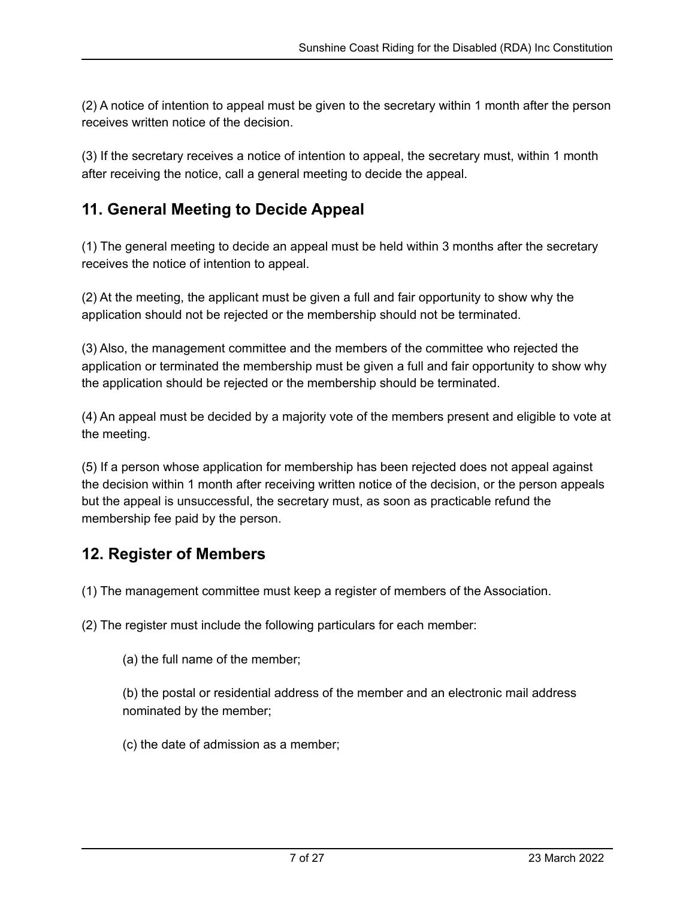(2) A notice of intention to appeal must be given to the secretary within 1 month after the person receives written notice of the decision.

(3) If the secretary receives a notice of intention to appeal, the secretary must, within 1 month after receiving the notice, call a general meeting to decide the appeal.

## 11. General Meeting to Decide Appeal

(1) The general meeting to decide an appeal must be held within 3 months after the secretary receives the notice of intention to appeal.

(2) At the meeting, the applicant must be given a full and fair opportunity to show why the application should not be rejected or the membership should not be terminated.

(3) Also, the management committee and the members of the committee who rejected the application or terminated the membership must be given a full and fair opportunity to show why the application should be rejected or the membership should be terminated.

(4) An appeal must be decided by a majority vote of the members present and eligible to vote at the meeting.

(5) If a person whose application for membership has been rejected does not appeal against the decision within 1 month after receiving written notice of the decision, or the person appeals but the appeal is unsuccessful, the secretary must, as soon as practicable refund the membership fee paid by the person.

## 12. Register of Members

(1) The management committee must keep a register of members of the Association.

(2) The register must include the following particulars for each member:

> (a) the full name of the member;
>
> (b) the postal or residential address of the member and an electronic mail address nominated by the member;
>
> (c) the date of admission as a member;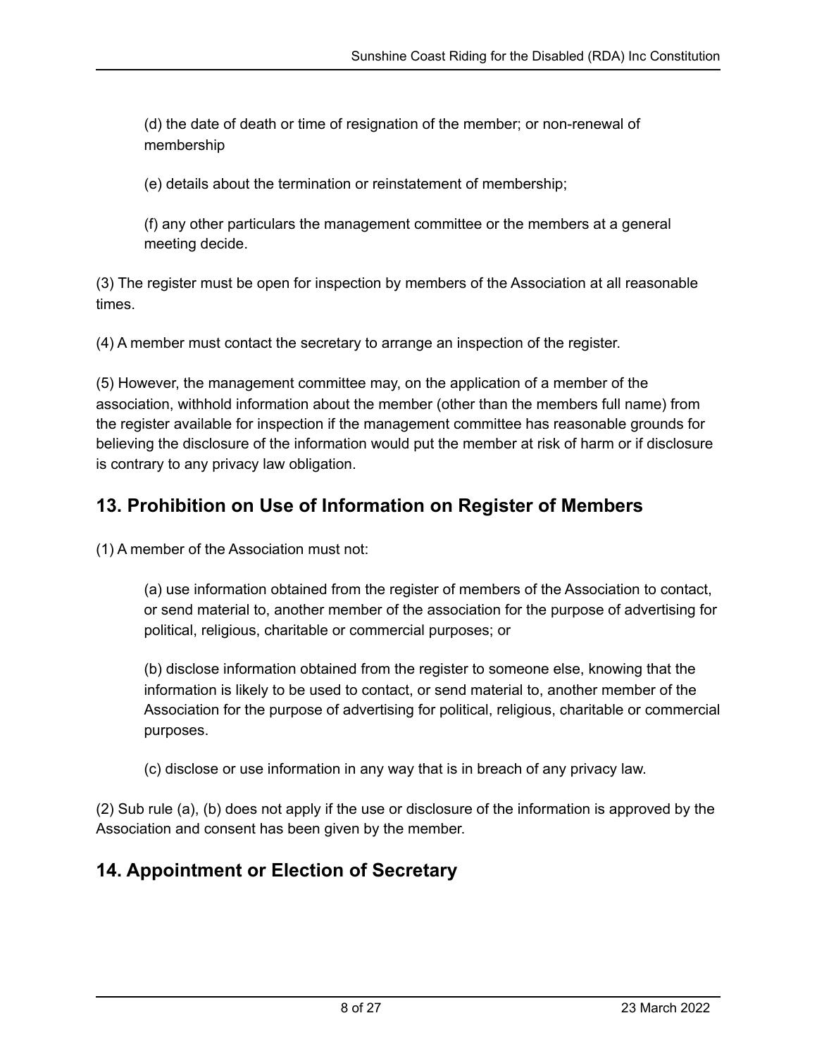(d) the date of death or time of resignation of the member; or non-renewal of membership

(e) details about the termination or reinstatement of membership;

(f) any other particulars the management committee or the members at a general meeting decide.

(3) The register must be open for inspection by members of the Association at all reasonable times.

(4) A member must contact the secretary to arrange an inspection of the register.

(5) However, the management committee may, on the application of a member of the association, withhold information about the member (other than the members full name) from the register available for inspection if the management committee has reasonable grounds for believing the disclosure of the information would put the member at risk of harm or if disclosure is contrary to any privacy law obligation.

## 13. Prohibition on Use of Information on Register of Members

(1) A member of the Association must not:

(a) use information obtained from the register of members of the Association to contact, or send material to, another member of the association for the purpose of advertising for political, religious, charitable or commercial purposes; or

(b) disclose information obtained from the register to someone else, knowing that the information is likely to be used to contact, or send material to, another member of the Association for the purpose of advertising for political, religious, charitable or commercial purposes.

(c) disclose or use information in any way that is in breach of any privacy law.

(2) Sub rule (a), (b) does not apply if the use or disclosure of the information is approved by the Association and consent has been given by the member.

## 14. Appointment or Election of Secretary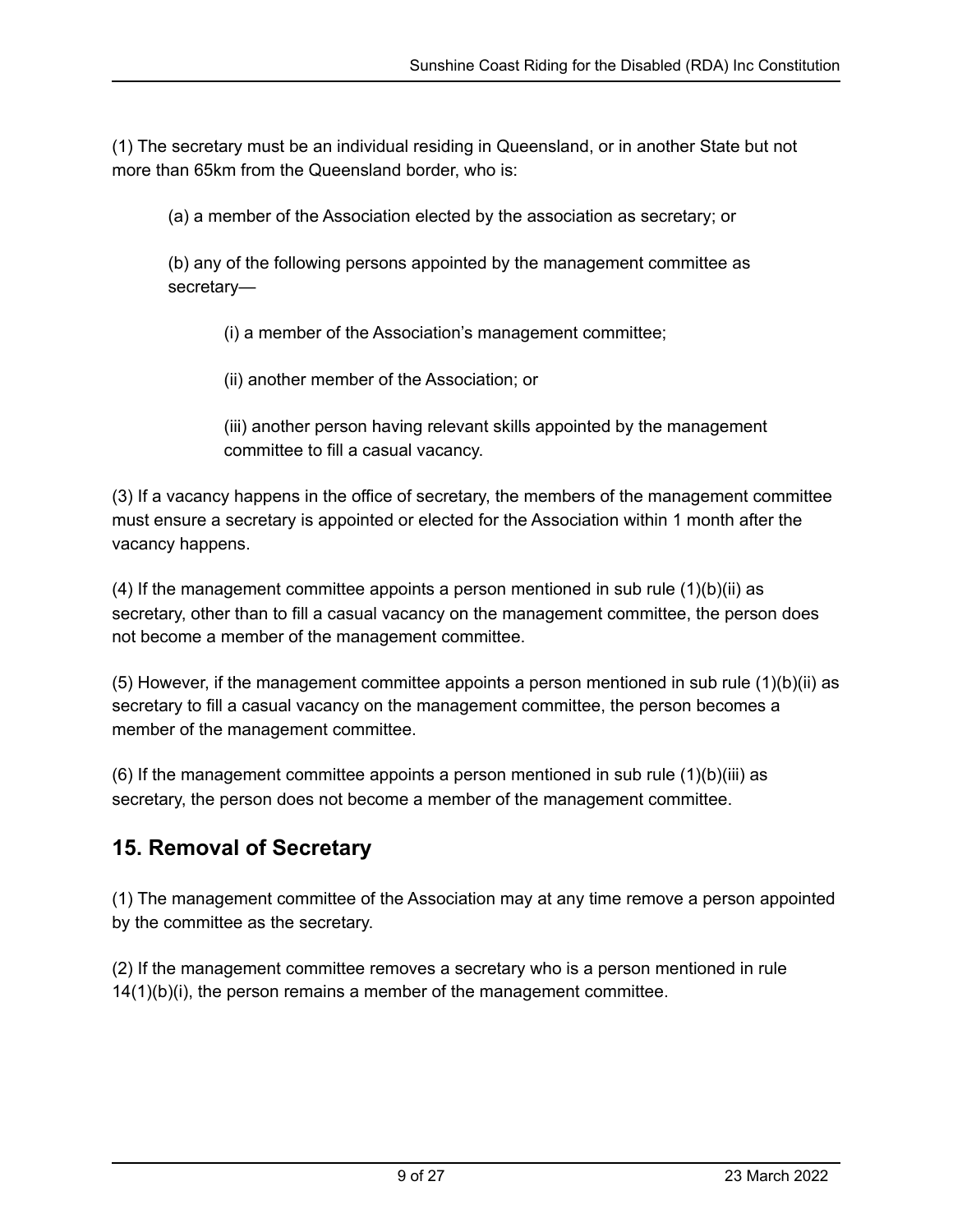(1) The secretary must be an individual residing in Queensland, or in another State but not more than 65km from the Queensland border, who is:

(a) a member of the Association elected by the association as secretary; or

(b) any of the following persons appointed by the management committee as secretary—

(i) a member of the Association's management committee;

(ii) another member of the Association; or

(iii) another person having relevant skills appointed by the management committee to fill a casual vacancy.

(3) If a vacancy happens in the office of secretary, the members of the management committee must ensure a secretary is appointed or elected for the Association within 1 month after the vacancy happens.

(4) If the management committee appoints a person mentioned in sub rule (1)(b)(ii) as secretary, other than to fill a casual vacancy on the management committee, the person does not become a member of the management committee.

(5) However, if the management committee appoints a person mentioned in sub rule (1)(b)(ii) as secretary to fill a casual vacancy on the management committee, the person becomes a member of the management committee.

(6) If the management committee appoints a person mentioned in sub rule (1)(b)(iii) as secretary, the person does not become a member of the management committee.

## 15. Removal of Secretary

(1) The management committee of the Association may at any time remove a person appointed by the committee as the secretary.

(2) If the management committee removes a secretary who is a person mentioned in rule 14(1)(b)(i), the person remains a member of the management committee.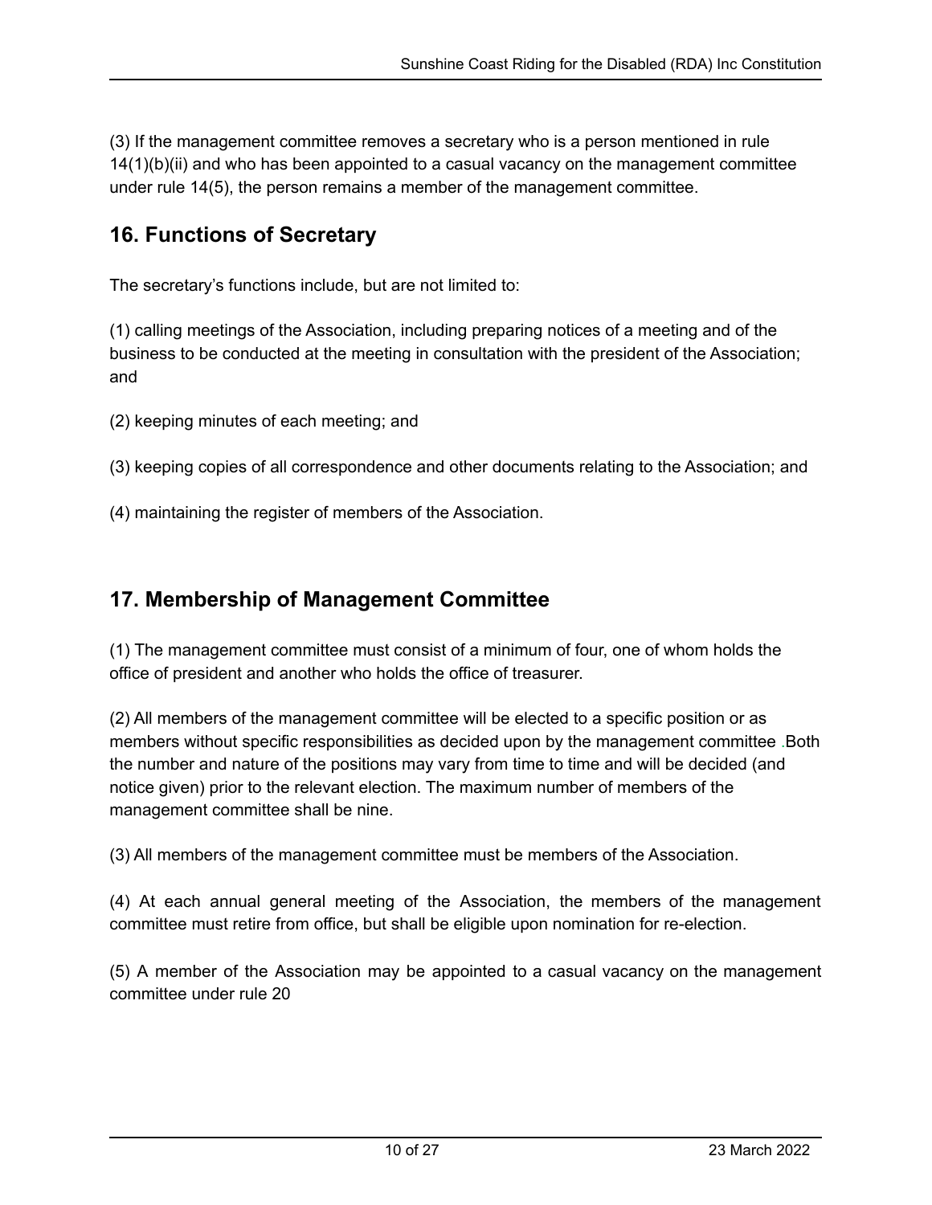(3) If the management committee removes a secretary who is a person mentioned in rule 14(1)(b)(ii) and who has been appointed to a casual vacancy on the management committee under rule 14(5), the person remains a member of the management committee.

## 16. Functions of Secretary

The secretary's functions include, but are not limited to:

(1) calling meetings of the Association, including preparing notices of a meeting and of the business to be conducted at the meeting in consultation with the president of the Association; and

(2) keeping minutes of each meeting; and

(3) keeping copies of all correspondence and other documents relating to the Association; and

(4) maintaining the register of members of the Association.

## 17. Membership of Management Committee

(1) The management committee must consist of a minimum of four, one of whom holds the office of president and another who holds the office of treasurer.

(2) All members of the management committee will be elected to a specific position or as members without specific responsibilities as decided upon by the management committee .Both the number and nature of the positions may vary from time to time and will be decided (and notice given) prior to the relevant election. The maximum number of members of the management committee shall be nine.

(3) All members of the management committee must be members of the Association.

(4) At each annual general meeting of the Association, the members of the management committee must retire from office, but shall be eligible upon nomination for re-election.

(5) A member of the Association may be appointed to a casual vacancy on the management committee under rule 20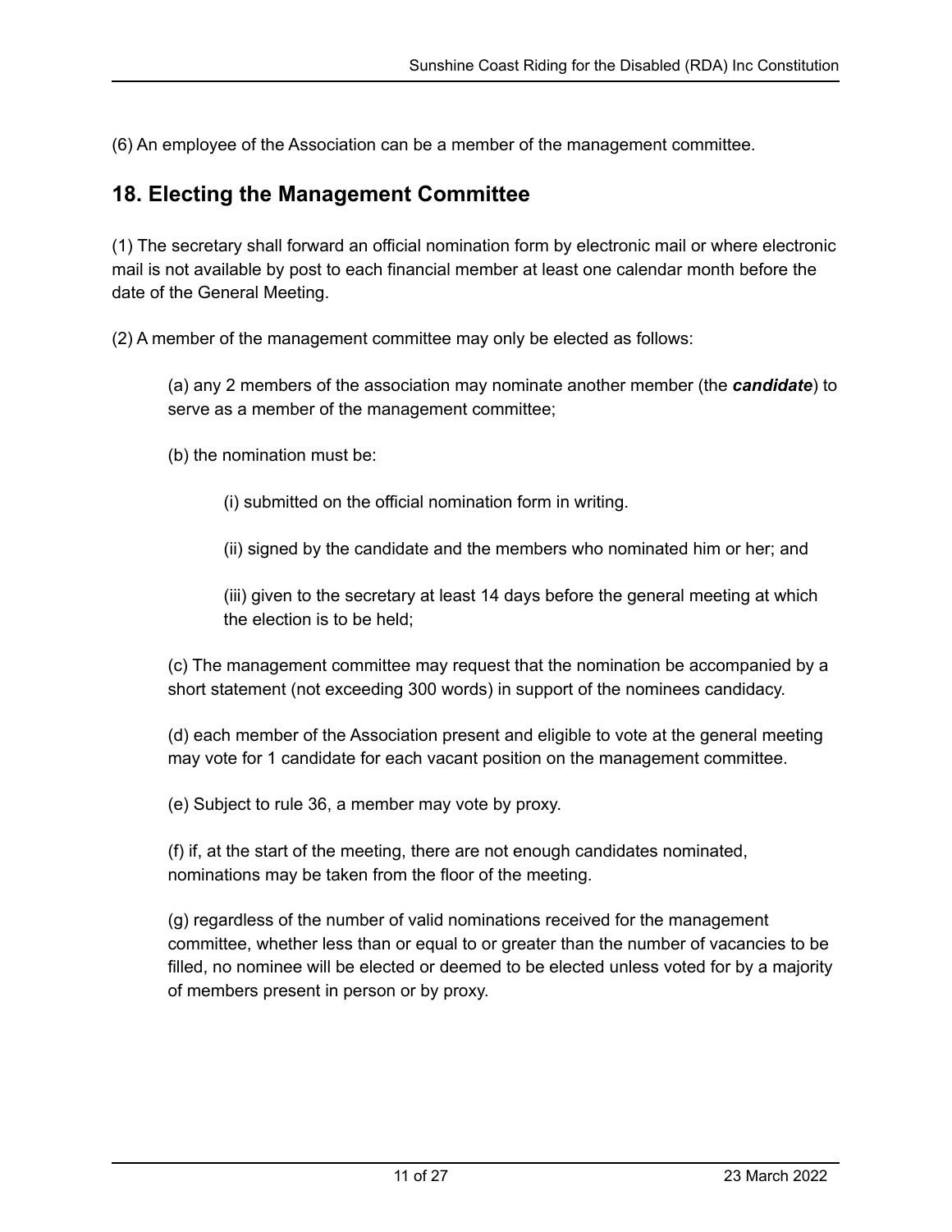(6) An employee of the Association can be a member of the management committee.

## 18. Electing the Management Committee

(1) The secretary shall forward an official nomination form by electronic mail or where electronic mail is not available by post to each financial member at least one calendar month before the date of the General Meeting.

(2) A member of the management committee may only be elected as follows:

(a) any 2 members of the association may nominate another member (the ***candidate***) to serve as a member of the management committee;

(b) the nomination must be:

(i) submitted on the official nomination form in writing.

(ii) signed by the candidate and the members who nominated him or her; and

(iii) given to the secretary at least 14 days before the general meeting at which the election is to be held;

(c) The management committee may request that the nomination be accompanied by a short statement (not exceeding 300 words) in support of the nominees candidacy.

(d) each member of the Association present and eligible to vote at the general meeting may vote for 1 candidate for each vacant position on the management committee.

(e) Subject to rule 36, a member may vote by proxy.

(f) if, at the start of the meeting, there are not enough candidates nominated, nominations may be taken from the floor of the meeting.

(g) regardless of the number of valid nominations received for the management committee, whether less than or equal to or greater than the number of vacancies to be filled, no nominee will be elected or deemed to be elected unless voted for by a majority of members present in person or by proxy.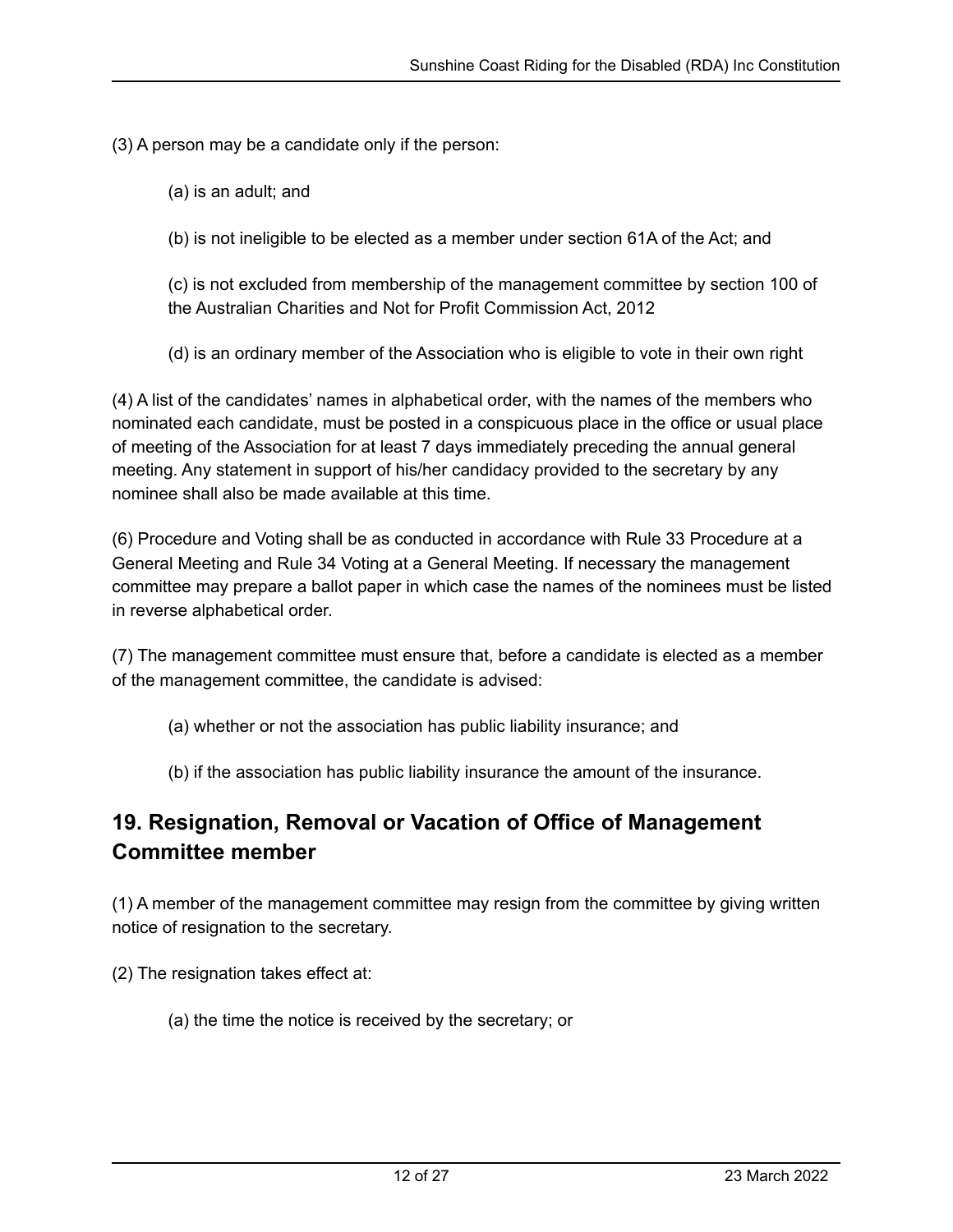(3) A person may be a candidate only if the person:

(a) is an adult; and

(b) is not ineligible to be elected as a member under section 61A of the Act; and

(c) is not excluded from membership of the management committee by section 100 of the Australian Charities and Not for Profit Commission Act, 2012

(d) is an ordinary member of the Association who is eligible to vote in their own right

(4) A list of the candidates' names in alphabetical order, with the names of the members who nominated each candidate, must be posted in a conspicuous place in the office or usual place of meeting of the Association for at least 7 days immediately preceding the annual general meeting. Any statement in support of his/her candidacy provided to the secretary by any nominee shall also be made available at this time.

(6) Procedure and Voting shall be as conducted in accordance with Rule 33 Procedure at a General Meeting and Rule 34 Voting at a General Meeting. If necessary the management committee may prepare a ballot paper in which case the names of the nominees must be listed in reverse alphabetical order.

(7) The management committee must ensure that, before a candidate is elected as a member of the management committee, the candidate is advised:

(a) whether or not the association has public liability insurance; and

(b) if the association has public liability insurance the amount of the insurance.

## 19. Resignation, Removal or Vacation of Office of Management Committee member

(1) A member of the management committee may resign from the committee by giving written notice of resignation to the secretary.

(2) The resignation takes effect at:

(a) the time the notice is received by the secretary; or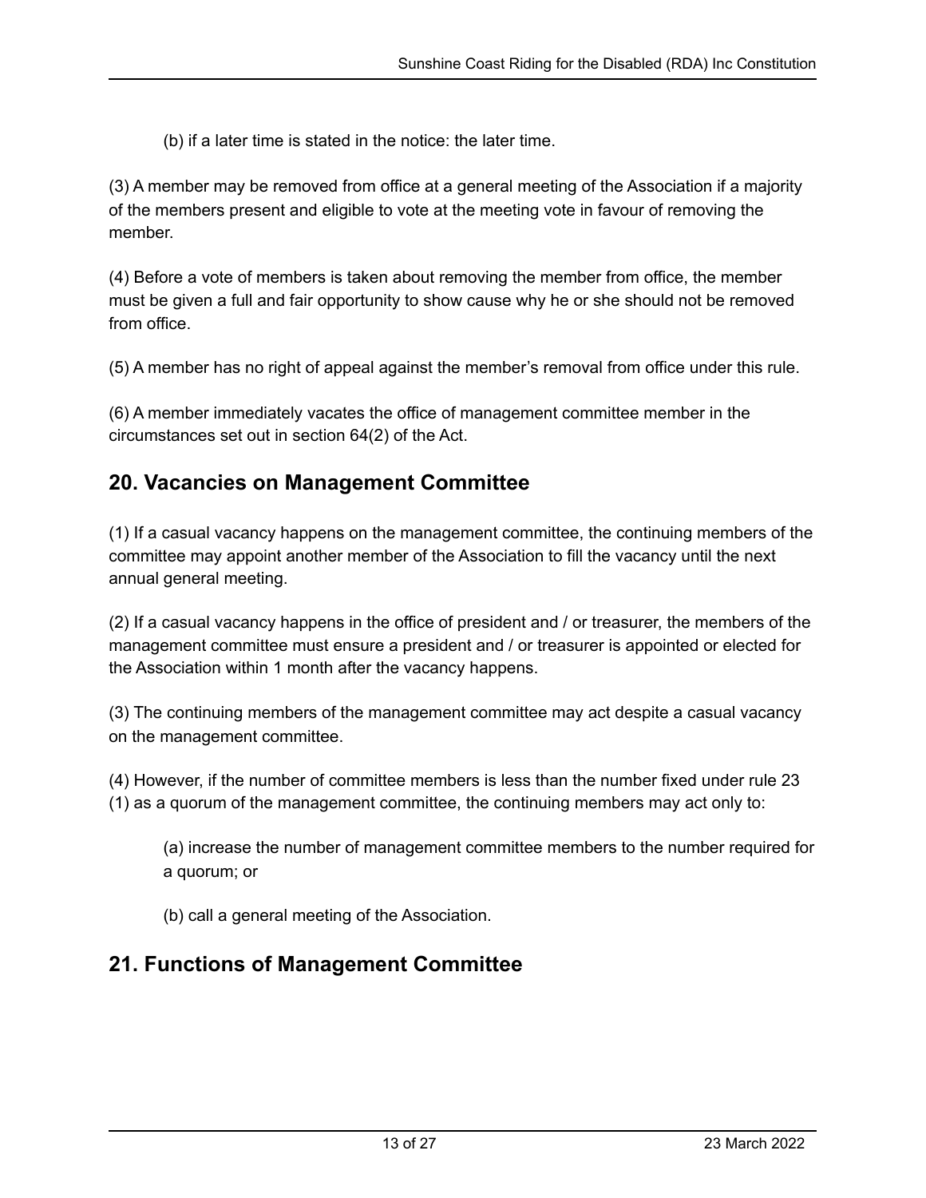(b) if a later time is stated in the notice: the later time.

(3) A member may be removed from office at a general meeting of the Association if a majority of the members present and eligible to vote at the meeting vote in favour of removing the member.

(4) Before a vote of members is taken about removing the member from office, the member must be given a full and fair opportunity to show cause why he or she should not be removed from office.

(5) A member has no right of appeal against the member's removal from office under this rule.

(6) A member immediately vacates the office of management committee member in the circumstances set out in section 64(2) of the Act.

## 20. Vacancies on Management Committee

(1) If a casual vacancy happens on the management committee, the continuing members of the committee may appoint another member of the Association to fill the vacancy until the next annual general meeting.

(2) If a casual vacancy happens in the office of president and / or treasurer, the members of the management committee must ensure a president and / or treasurer is appointed or elected for the Association within 1 month after the vacancy happens.

(3) The continuing members of the management committee may act despite a casual vacancy on the management committee.

(4) However, if the number of committee members is less than the number fixed under rule 23 (1) as a quorum of the management committee, the continuing members may act only to:

> (a) increase the number of management committee members to the number required for a quorum; or
>
> (b) call a general meeting of the Association.

## 21. Functions of Management Committee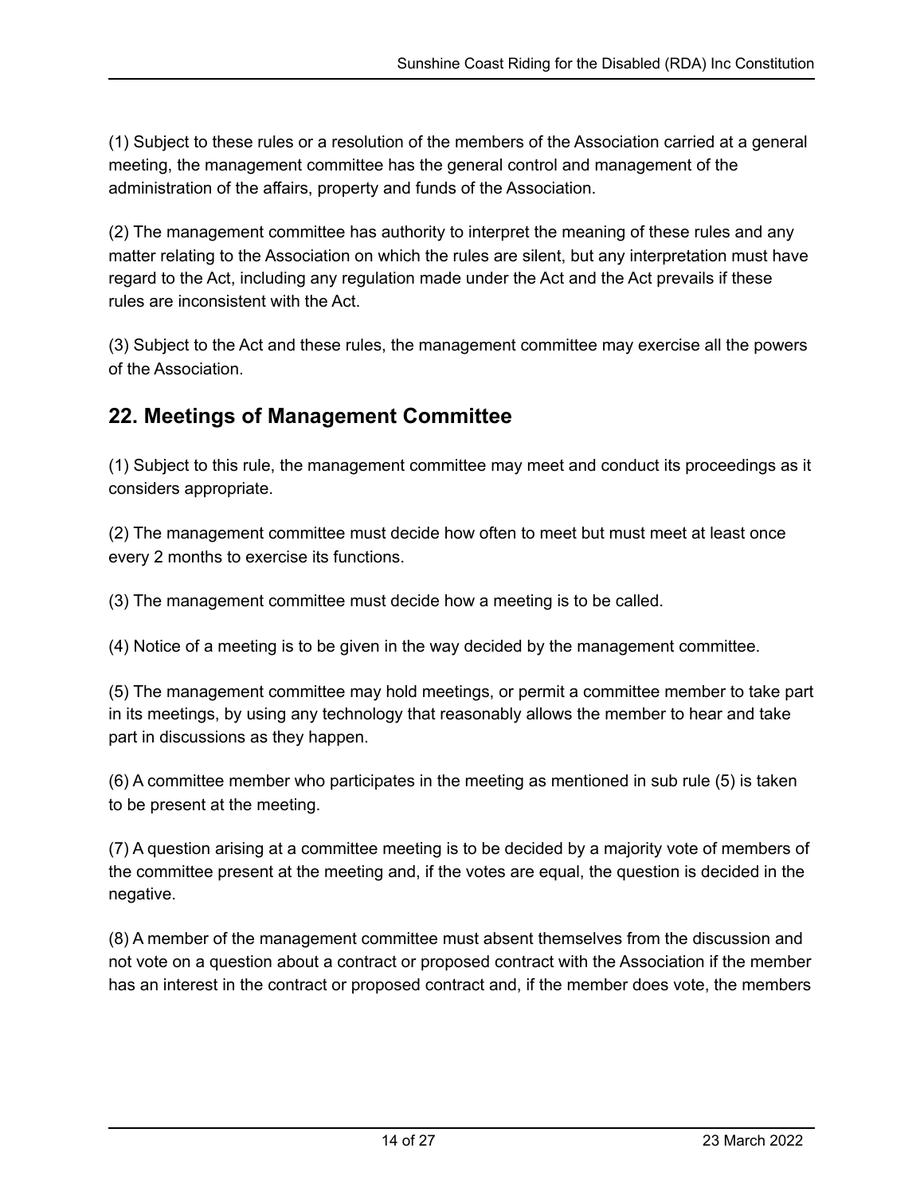(1) Subject to these rules or a resolution of the members of the Association carried at a general meeting, the management committee has the general control and management of the administration of the affairs, property and funds of the Association.

(2) The management committee has authority to interpret the meaning of these rules and any matter relating to the Association on which the rules are silent, but any interpretation must have regard to the Act, including any regulation made under the Act and the Act prevails if these rules are inconsistent with the Act.

(3) Subject to the Act and these rules, the management committee may exercise all the powers of the Association.

## 22. Meetings of Management Committee

(1) Subject to this rule, the management committee may meet and conduct its proceedings as it considers appropriate.

(2) The management committee must decide how often to meet but must meet at least once every 2 months to exercise its functions.

(3) The management committee must decide how a meeting is to be called.

(4) Notice of a meeting is to be given in the way decided by the management committee.

(5) The management committee may hold meetings, or permit a committee member to take part in its meetings, by using any technology that reasonably allows the member to hear and take part in discussions as they happen.

(6) A committee member who participates in the meeting as mentioned in sub rule (5) is taken to be present at the meeting.

(7) A question arising at a committee meeting is to be decided by a majority vote of members of the committee present at the meeting and, if the votes are equal, the question is decided in the negative.

(8) A member of the management committee must absent themselves from the discussion and not vote on a question about a contract or proposed contract with the Association if the member has an interest in the contract or proposed contract and, if the member does vote, the members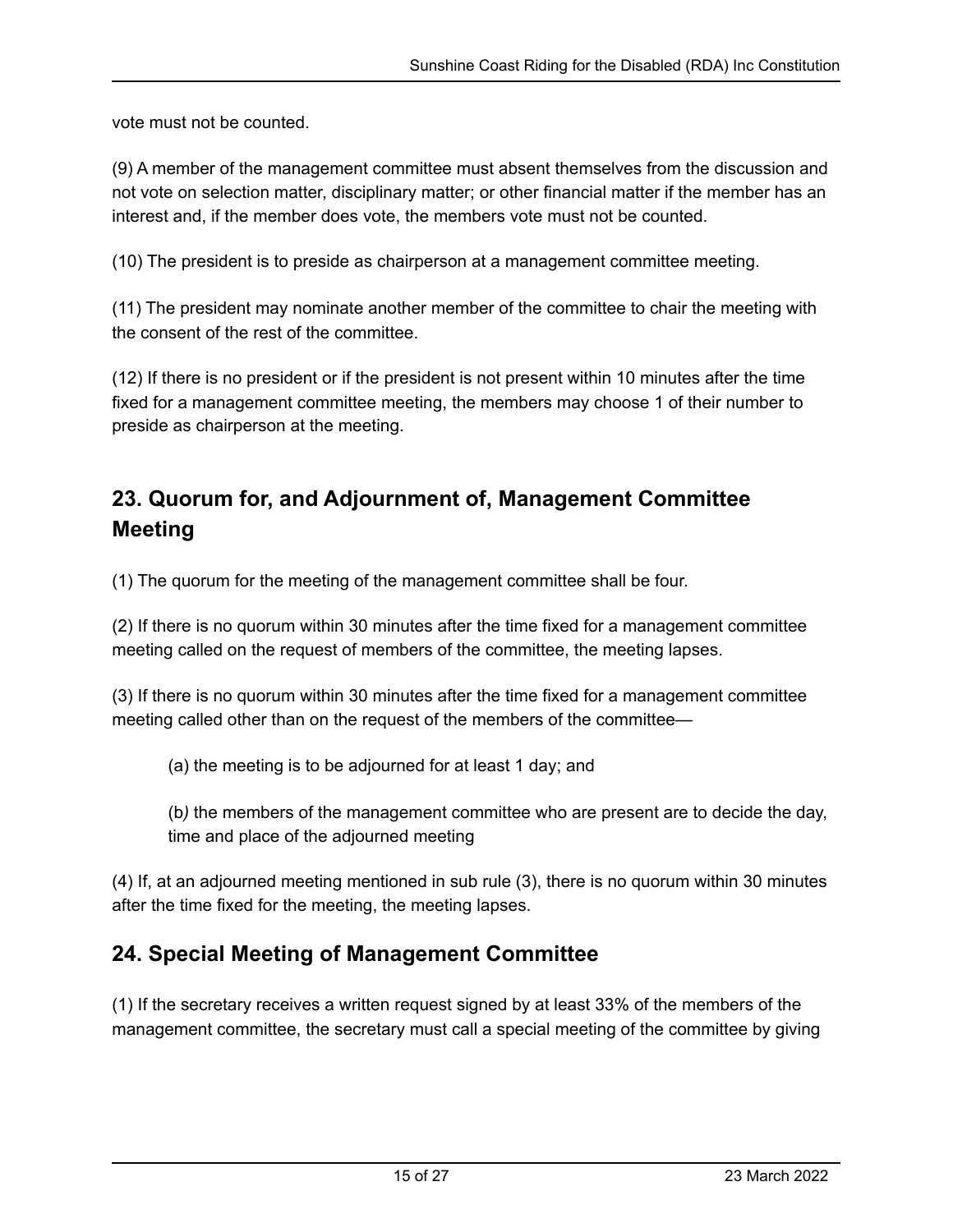vote must not be counted.

(9) A member of the management committee must absent themselves from the discussion and not vote on selection matter, disciplinary matter; or other financial matter if the member has an interest and, if the member does vote, the members vote must not be counted.

(10) The president is to preside as chairperson at a management committee meeting.

(11) The president may nominate another member of the committee to chair the meeting with the consent of the rest of the committee.

(12) If there is no president or if the president is not present within 10 minutes after the time fixed for a management committee meeting, the members may choose 1 of their number to preside as chairperson at the meeting.

## 23. Quorum for, and Adjournment of, Management Committee Meeting

(1) The quorum for the meeting of the management committee shall be four.

(2) If there is no quorum within 30 minutes after the time fixed for a management committee meeting called on the request of members of the committee, the meeting lapses.

(3) If there is no quorum within 30 minutes after the time fixed for a management committee meeting called other than on the request of the members of the committee—

> (a) the meeting is to be adjourned for at least 1 day; and
>
> (b) the members of the management committee who are present are to decide the day, time and place of the adjourned meeting

(4) If, at an adjourned meeting mentioned in sub rule (3), there is no quorum within 30 minutes after the time fixed for the meeting, the meeting lapses.

## 24. Special Meeting of Management Committee

(1) If the secretary receives a written request signed by at least 33% of the members of the management committee, the secretary must call a special meeting of the committee by giving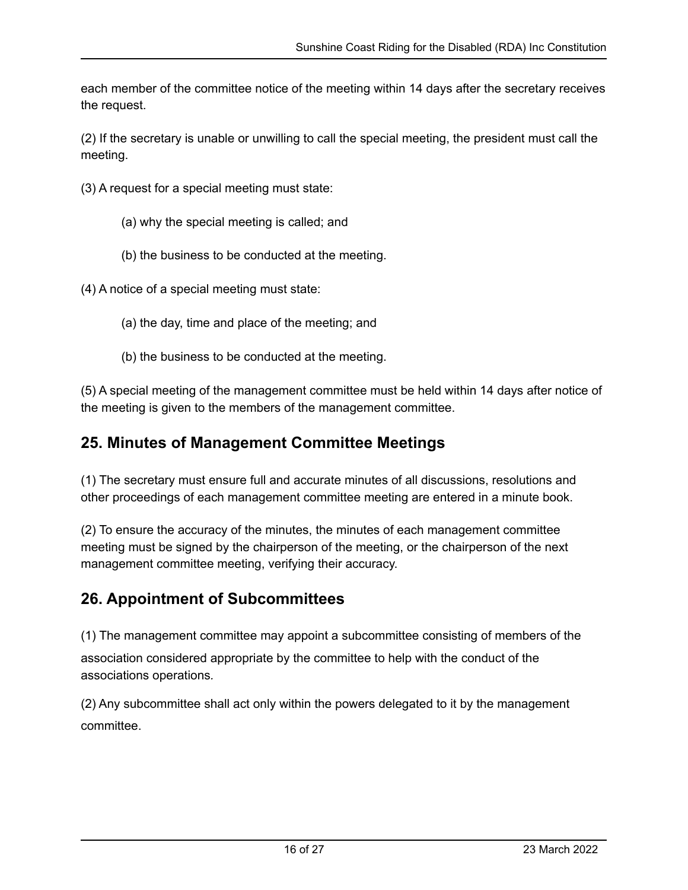each member of the committee notice of the meeting within 14 days after the secretary receives the request.

(2) If the secretary is unable or unwilling to call the special meeting, the president must call the meeting.

(3) A request for a special meeting must state:

(a) why the special meeting is called; and

(b) the business to be conducted at the meeting.

(4) A notice of a special meeting must state:

(a) the day, time and place of the meeting; and

(b) the business to be conducted at the meeting.

(5) A special meeting of the management committee must be held within 14 days after notice of the meeting is given to the members of the management committee.

## 25. Minutes of Management Committee Meetings

(1) The secretary must ensure full and accurate minutes of all discussions, resolutions and other proceedings of each management committee meeting are entered in a minute book.

(2) To ensure the accuracy of the minutes, the minutes of each management committee meeting must be signed by the chairperson of the meeting, or the chairperson of the next management committee meeting, verifying their accuracy.

## 26. Appointment of Subcommittees

(1) The management committee may appoint a subcommittee consisting of members of the association considered appropriate by the committee to help with the conduct of the associations operations.

(2) Any subcommittee shall act only within the powers delegated to it by the management committee.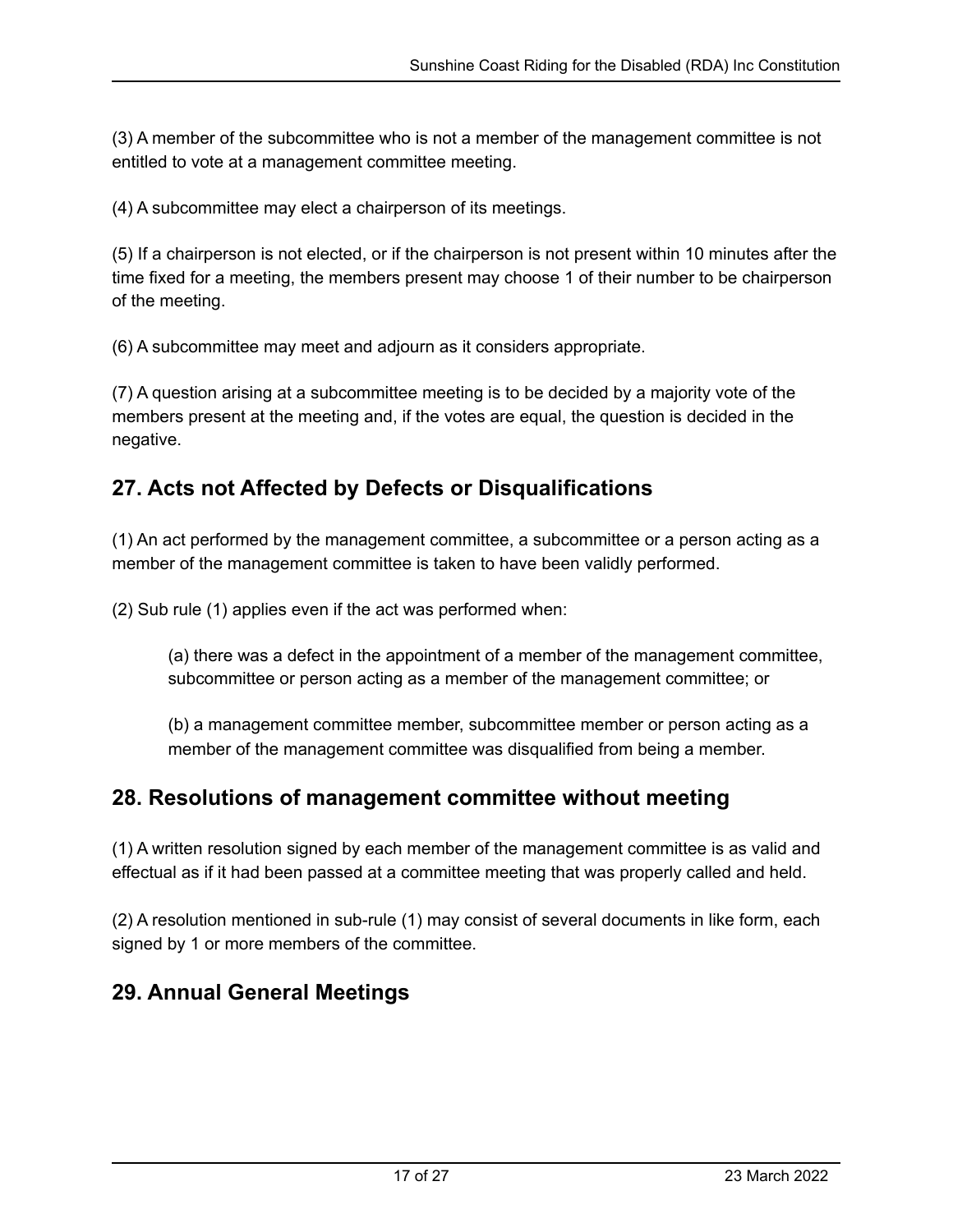(3) A member of the subcommittee who is not a member of the management committee is not entitled to vote at a management committee meeting.

(4) A subcommittee may elect a chairperson of its meetings.

(5) If a chairperson is not elected, or if the chairperson is not present within 10 minutes after the time fixed for a meeting, the members present may choose 1 of their number to be chairperson of the meeting.

(6) A subcommittee may meet and adjourn as it considers appropriate.

(7) A question arising at a subcommittee meeting is to be decided by a majority vote of the members present at the meeting and, if the votes are equal, the question is decided in the negative.

## 27. Acts not Affected by Defects or Disqualifications

(1) An act performed by the management committee, a subcommittee or a person acting as a member of the management committee is taken to have been validly performed.

(2) Sub rule (1) applies even if the act was performed when:

> (a) there was a defect in the appointment of a member of the management committee, subcommittee or person acting as a member of the management committee; or
>
> (b) a management committee member, subcommittee member or person acting as a member of the management committee was disqualified from being a member.

## 28. Resolutions of management committee without meeting

(1) A written resolution signed by each member of the management committee is as valid and effectual as if it had been passed at a committee meeting that was properly called and held.

(2) A resolution mentioned in sub-rule (1) may consist of several documents in like form, each signed by 1 or more members of the committee.

## 29. Annual General Meetings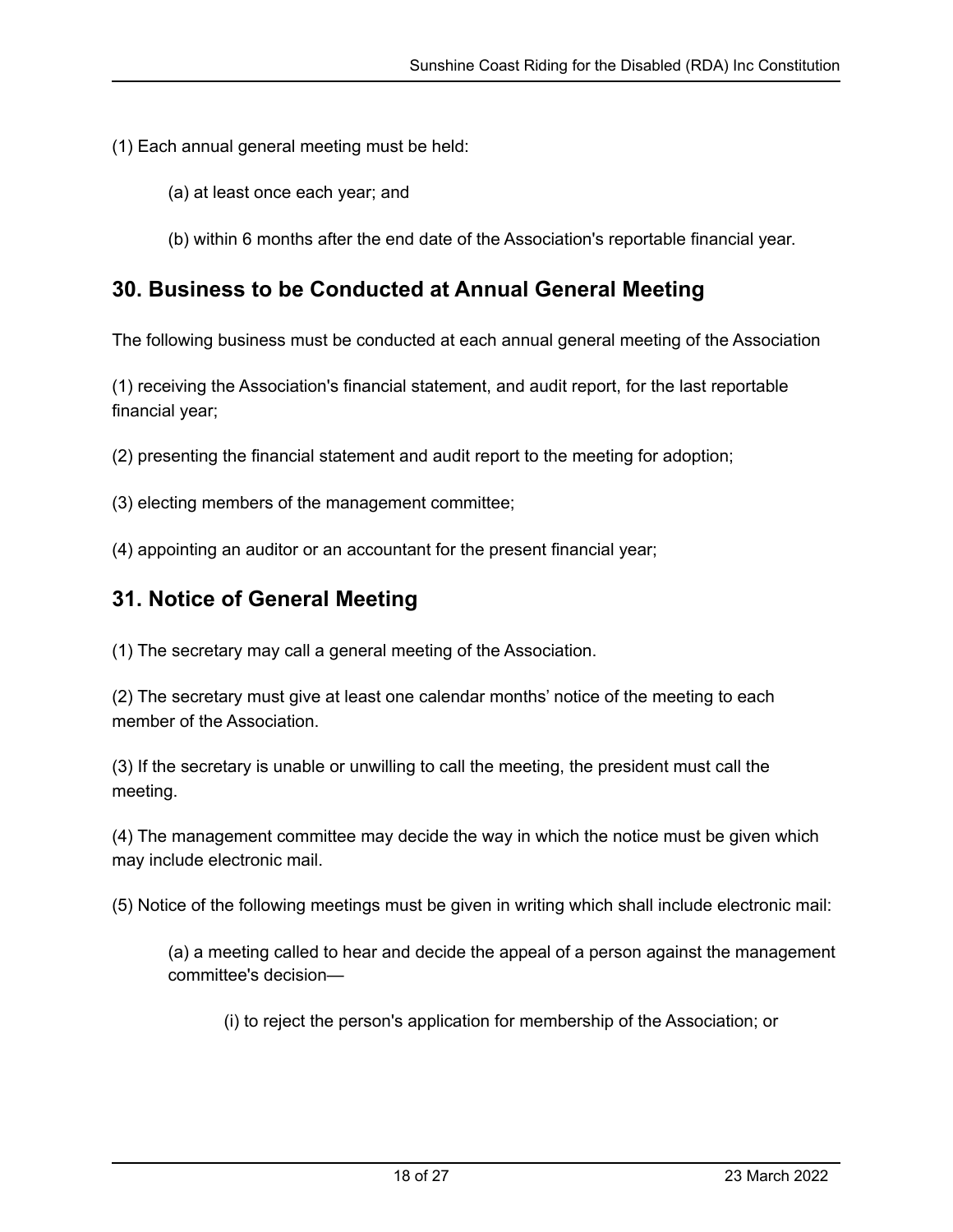(1) Each annual general meeting must be held:

(a) at least once each year; and

(b) within 6 months after the end date of the Association's reportable financial year.

## 30. Business to be Conducted at Annual General Meeting

The following business must be conducted at each annual general meeting of the Association

(1) receiving the Association's financial statement, and audit report, for the last reportable financial year;

(2) presenting the financial statement and audit report to the meeting for adoption;

(3) electing members of the management committee;

(4) appointing an auditor or an accountant for the present financial year;

## 31. Notice of General Meeting

(1) The secretary may call a general meeting of the Association.

(2) The secretary must give at least one calendar months' notice of the meeting to each member of the Association.

(3) If the secretary is unable or unwilling to call the meeting, the president must call the meeting.

(4) The management committee may decide the way in which the notice must be given which may include electronic mail.

(5) Notice of the following meetings must be given in writing which shall include electronic mail:

(a) a meeting called to hear and decide the appeal of a person against the management committee's decision—

(i) to reject the person's application for membership of the Association; or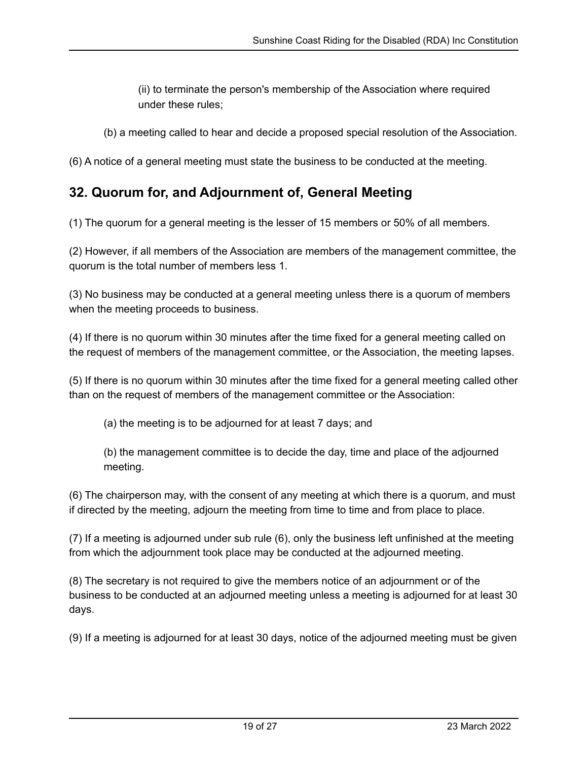(ii) to terminate the person's membership of the Association where required under these rules;

(b) a meeting called to hear and decide a proposed special resolution of the Association.

(6) A notice of a general meeting must state the business to be conducted at the meeting.

## 32. Quorum for, and Adjournment of, General Meeting

(1) The quorum for a general meeting is the lesser of 15 members or 50% of all members.

(2) However, if all members of the Association are members of the management committee, the quorum is the total number of members less 1.

(3) No business may be conducted at a general meeting unless there is a quorum of members when the meeting proceeds to business.

(4) If there is no quorum within 30 minutes after the time fixed for a general meeting called on the request of members of the management committee, or the Association, the meeting lapses.

(5) If there is no quorum within 30 minutes after the time fixed for a general meeting called other than on the request of members of the management committee or the Association:

(a) the meeting is to be adjourned for at least 7 days; and

(b) the management committee is to decide the day, time and place of the adjourned meeting.

(6) The chairperson may, with the consent of any meeting at which there is a quorum, and must if directed by the meeting, adjourn the meeting from time to time and from place to place.

(7) If a meeting is adjourned under sub rule (6), only the business left unfinished at the meeting from which the adjournment took place may be conducted at the adjourned meeting.

(8) The secretary is not required to give the members notice of an adjournment or of the business to be conducted at an adjourned meeting unless a meeting is adjourned for at least 30 days.

(9) If a meeting is adjourned for at least 30 days, notice of the adjourned meeting must be given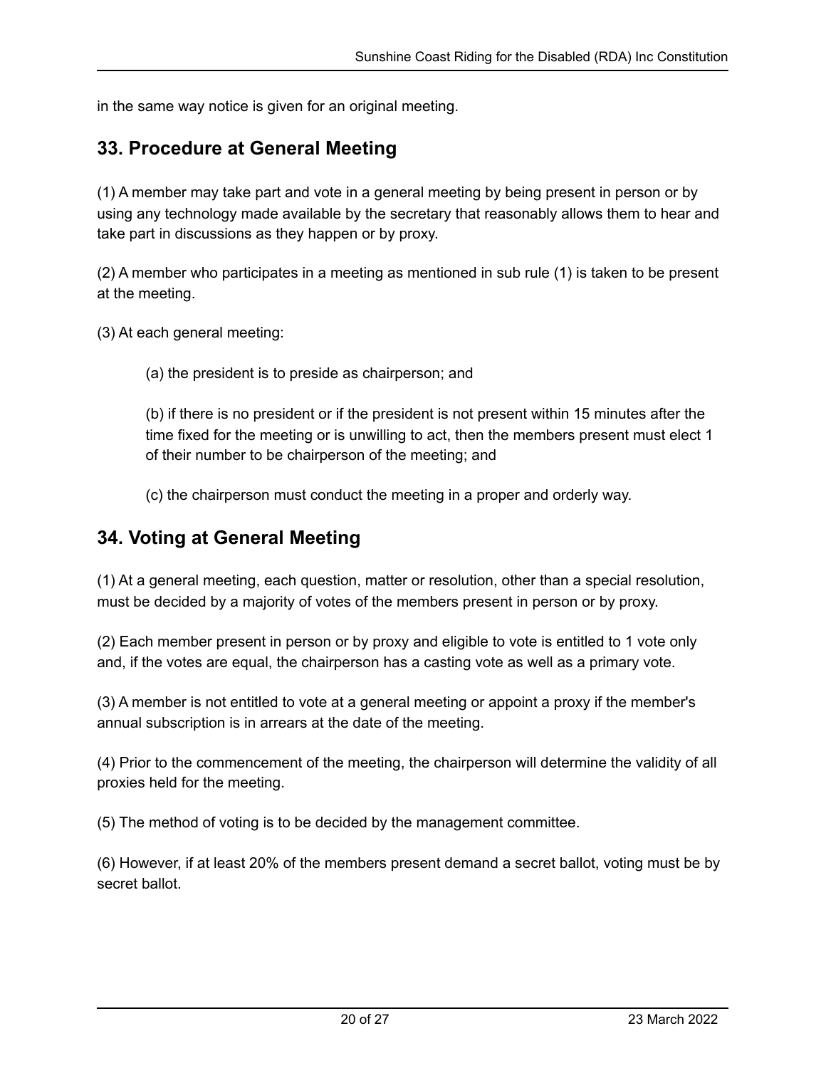in the same way notice is given for an original meeting.

## 33. Procedure at General Meeting

(1) A member may take part and vote in a general meeting by being present in person or by using any technology made available by the secretary that reasonably allows them to hear and take part in discussions as they happen or by proxy.

(2) A member who participates in a meeting as mentioned in sub rule (1) is taken to be present at the meeting.

(3) At each general meeting:

> (a) the president is to preside as chairperson; and
>
> (b) if there is no president or if the president is not present within 15 minutes after the time fixed for the meeting or is unwilling to act, then the members present must elect 1 of their number to be chairperson of the meeting; and
>
> (c) the chairperson must conduct the meeting in a proper and orderly way.

## 34. Voting at General Meeting

(1) At a general meeting, each question, matter or resolution, other than a special resolution, must be decided by a majority of votes of the members present in person or by proxy.

(2) Each member present in person or by proxy and eligible to vote is entitled to 1 vote only and, if the votes are equal, the chairperson has a casting vote as well as a primary vote.

(3) A member is not entitled to vote at a general meeting or appoint a proxy if the member's annual subscription is in arrears at the date of the meeting.

(4) Prior to the commencement of the meeting, the chairperson will determine the validity of all proxies held for the meeting.

(5) The method of voting is to be decided by the management committee.

(6) However, if at least 20% of the members present demand a secret ballot, voting must be by secret ballot.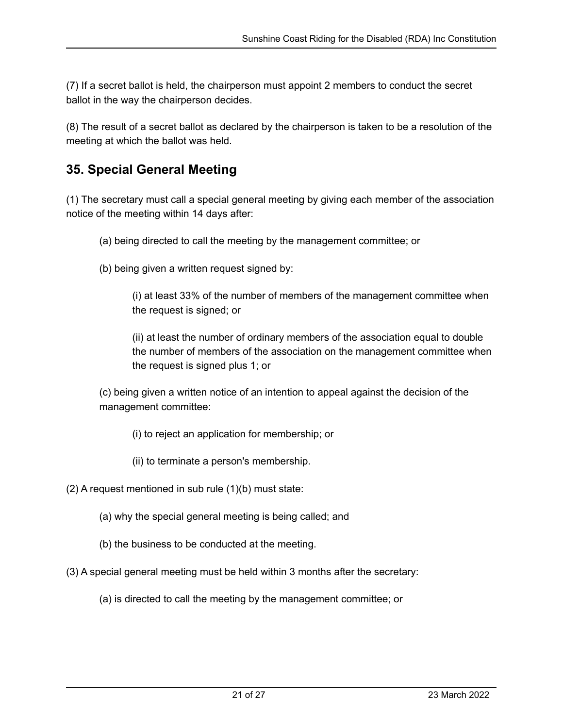(7) If a secret ballot is held, the chairperson must appoint 2 members to conduct the secret ballot in the way the chairperson decides.

(8) The result of a secret ballot as declared by the chairperson is taken to be a resolution of the meeting at which the ballot was held.

## 35. Special General Meeting

(1) The secretary must call a special general meeting by giving each member of the association notice of the meeting within 14 days after:

- (a) being directed to call the meeting by the management committee; or
- (b) being given a written request signed by:
  - (i) at least 33% of the number of members of the management committee when the request is signed; or
  - (ii) at least the number of ordinary members of the association equal to double the number of members of the association on the management committee when the request is signed plus 1; or
- (c) being given a written notice of an intention to appeal against the decision of the management committee:
  - (i) to reject an application for membership; or
  - (ii) to terminate a person's membership.

(2) A request mentioned in sub rule (1)(b) must state:

- (a) why the special general meeting is being called; and
- (b) the business to be conducted at the meeting.

(3) A special general meeting must be held within 3 months after the secretary:

- (a) is directed to call the meeting by the management committee; or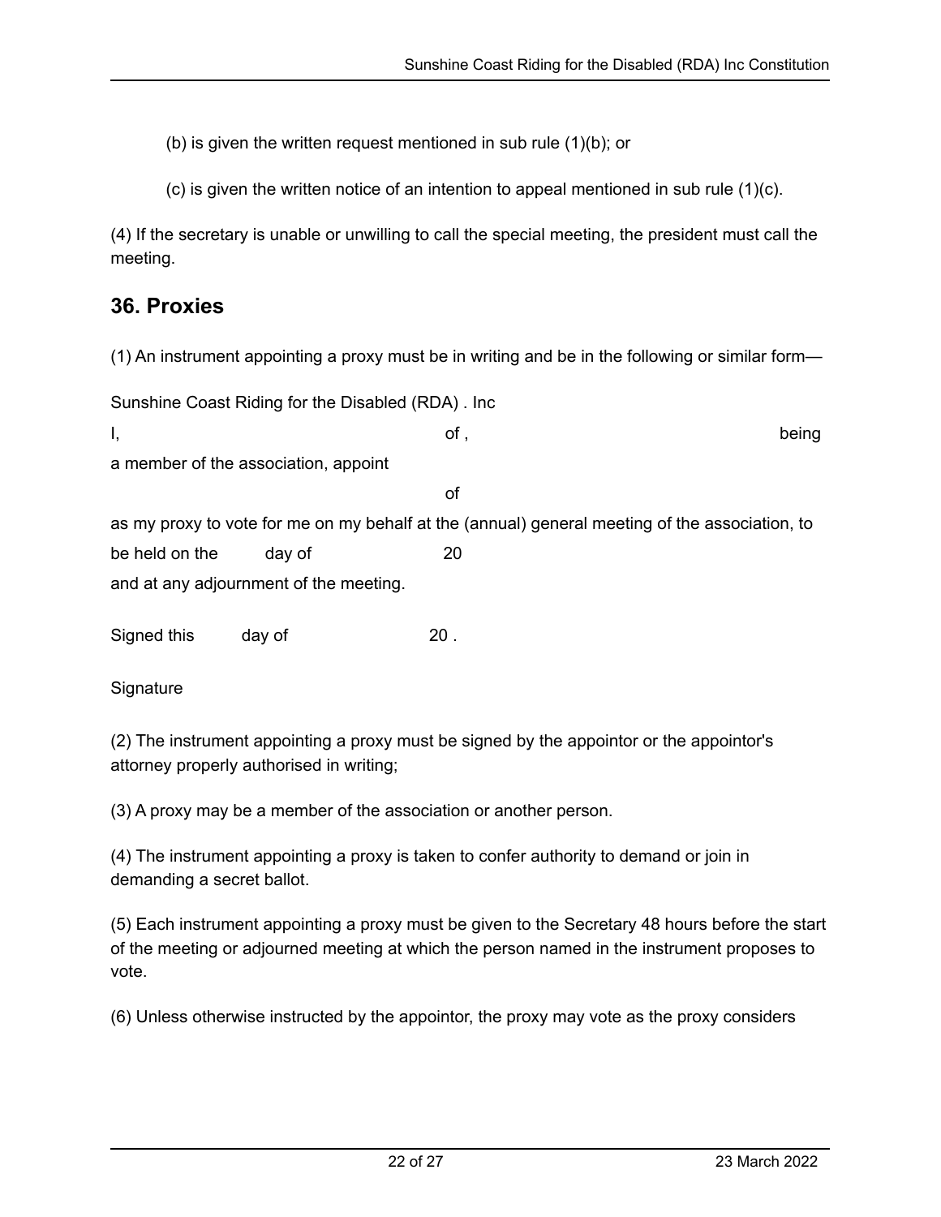(b) is given the written request mentioned in sub rule (1)(b); or

(c) is given the written notice of an intention to appeal mentioned in sub rule (1)(c).

(4) If the secretary is unable or unwilling to call the special meeting, the president must call the meeting.

## 36. Proxies

(1) An instrument appointing a proxy must be in writing and be in the following or similar form—

Sunshine Coast Riding for the Disabled (RDA) . Inc

I, of , being a member of the association, appoint

of

as my proxy to vote for me on my behalf at the (annual) general meeting of the association, to be held on the day of 20

and at any adjournment of the meeting.

Signed this day of 20 .

Signature

(2) The instrument appointing a proxy must be signed by the appointor or the appointor's attorney properly authorised in writing;

(3) A proxy may be a member of the association or another person.

(4) The instrument appointing a proxy is taken to confer authority to demand or join in demanding a secret ballot.

(5) Each instrument appointing a proxy must be given to the Secretary 48 hours before the start of the meeting or adjourned meeting at which the person named in the instrument proposes to vote.

(6) Unless otherwise instructed by the appointor, the proxy may vote as the proxy considers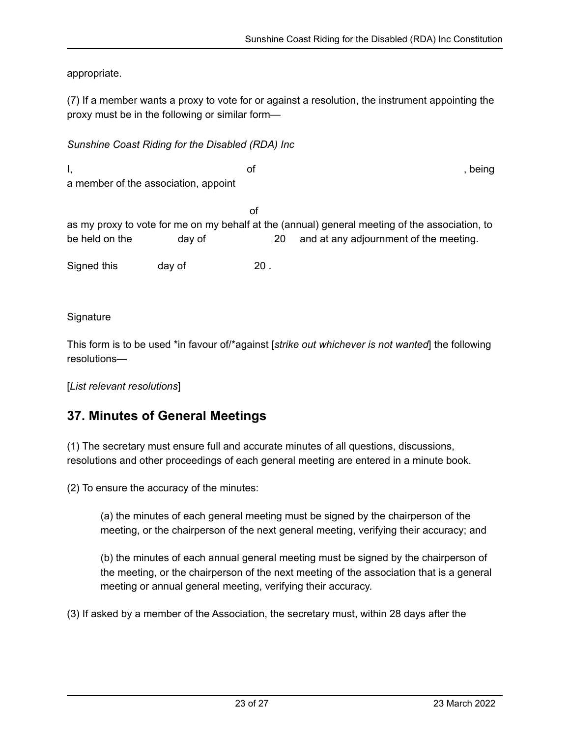appropriate.

(7) If a member wants a proxy to vote for or against a resolution, the instrument appointing the proxy must be in the following or similar form—

*Sunshine Coast Riding for the Disabled (RDA) Inc*

I, of , being a member of the association, appoint

of

as my proxy to vote for me on my behalf at the (annual) general meeting of the association, to be held on the day of 20 and at any adjournment of the meeting.

Signed this day of 20 .

Signature

This form is to be used *in favour of/*against [*strike out whichever is not wanted*] the following resolutions—

[*List relevant resolutions*]

## 37. Minutes of General Meetings

(1) The secretary must ensure full and accurate minutes of all questions, discussions, resolutions and other proceedings of each general meeting are entered in a minute book.

(2) To ensure the accuracy of the minutes:

> (a) the minutes of each general meeting must be signed by the chairperson of the meeting, or the chairperson of the next general meeting, verifying their accuracy; and
>
> (b) the minutes of each annual general meeting must be signed by the chairperson of the meeting, or the chairperson of the next meeting of the association that is a general meeting or annual general meeting, verifying their accuracy.

(3) If asked by a member of the Association, the secretary must, within 28 days after the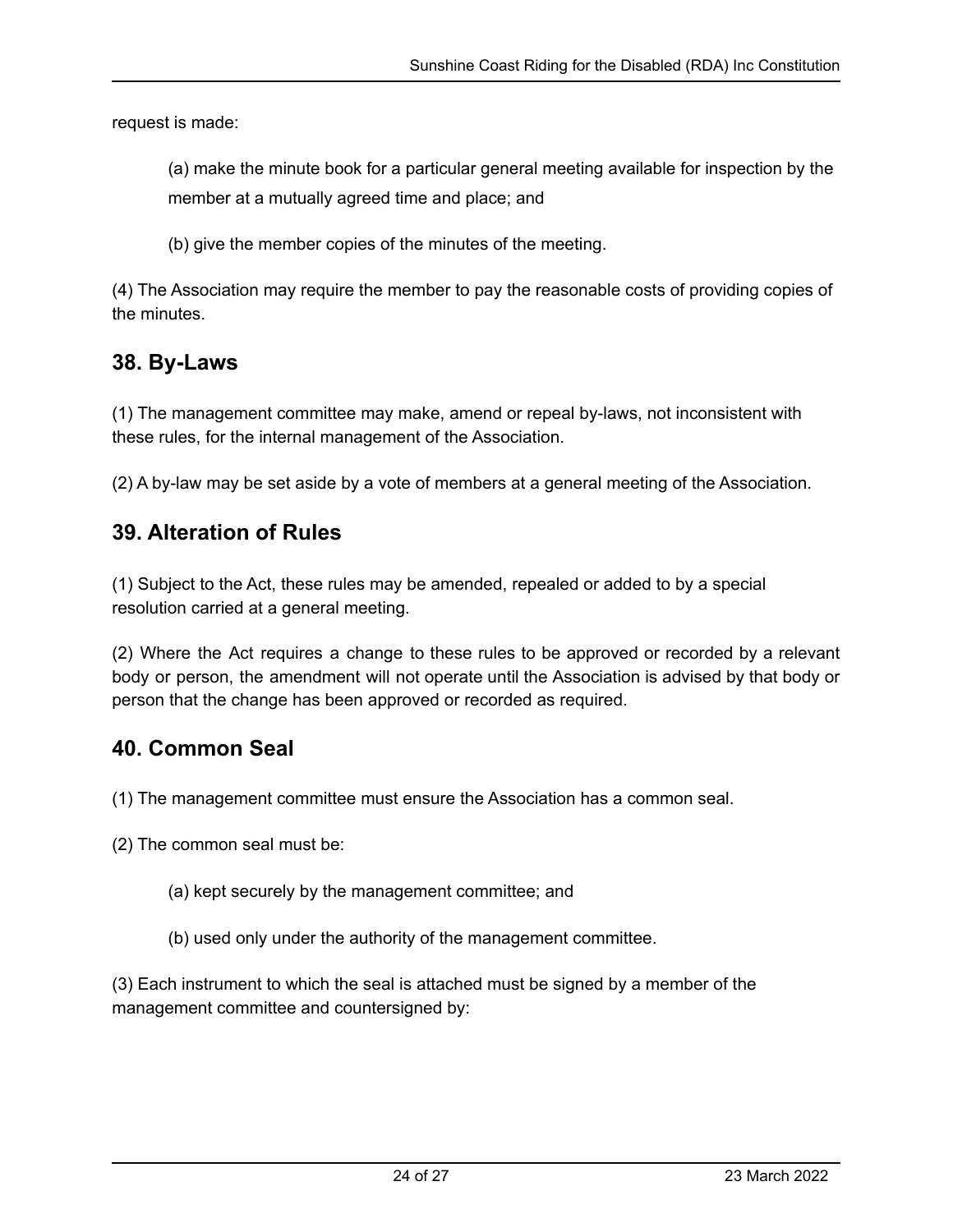request is made:

(a) make the minute book for a particular general meeting available for inspection by the member at a mutually agreed time and place; and

(b) give the member copies of the minutes of the meeting.

(4) The Association may require the member to pay the reasonable costs of providing copies of the minutes.

## 38. By-Laws

(1) The management committee may make, amend or repeal by-laws, not inconsistent with these rules, for the internal management of the Association.

(2) A by-law may be set aside by a vote of members at a general meeting of the Association.

## 39. Alteration of Rules

(1) Subject to the Act, these rules may be amended, repealed or added to by a special resolution carried at a general meeting.

(2) Where the Act requires a change to these rules to be approved or recorded by a relevant body or person, the amendment will not operate until the Association is advised by that body or person that the change has been approved or recorded as required.

## 40. Common Seal

(1) The management committee must ensure the Association has a common seal.

(2) The common seal must be:

(a) kept securely by the management committee; and

(b) used only under the authority of the management committee.

(3) Each instrument to which the seal is attached must be signed by a member of the management committee and countersigned by: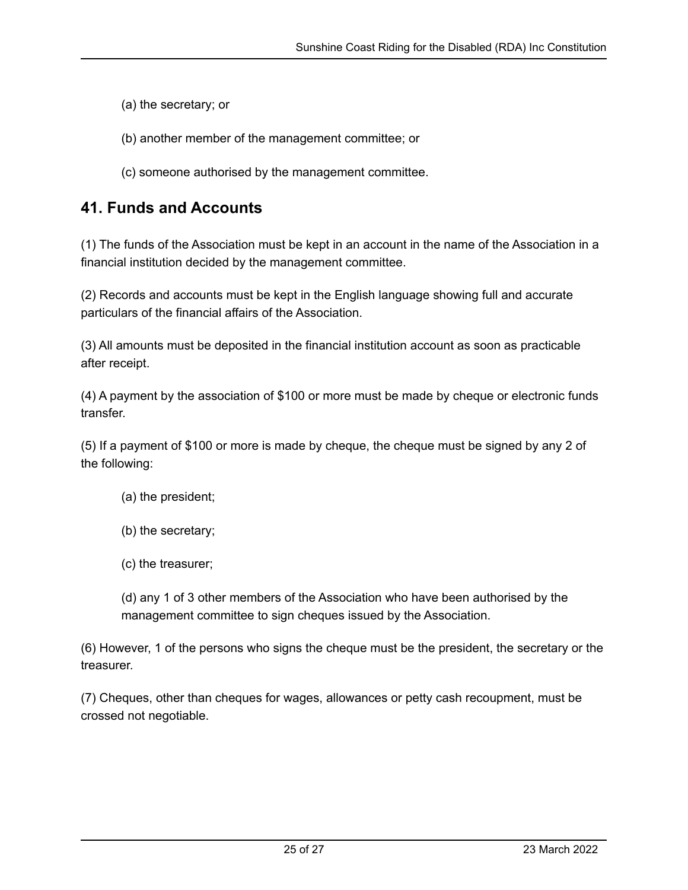(a) the secretary; or

(b) another member of the management committee; or

(c) someone authorised by the management committee.

## 41. Funds and Accounts

(1) The funds of the Association must be kept in an account in the name of the Association in a financial institution decided by the management committee.

(2) Records and accounts must be kept in the English language showing full and accurate particulars of the financial affairs of the Association.

(3) All amounts must be deposited in the financial institution account as soon as practicable after receipt.

(4) A payment by the association of $100 or more must be made by cheque or electronic funds transfer.

(5) If a payment of $100 or more is made by cheque, the cheque must be signed by any 2 of the following:

(a) the president;

(b) the secretary;

(c) the treasurer;

(d) any 1 of 3 other members of the Association who have been authorised by the management committee to sign cheques issued by the Association.

(6) However, 1 of the persons who signs the cheque must be the president, the secretary or the treasurer.

(7) Cheques, other than cheques for wages, allowances or petty cash recoupment, must be crossed not negotiable.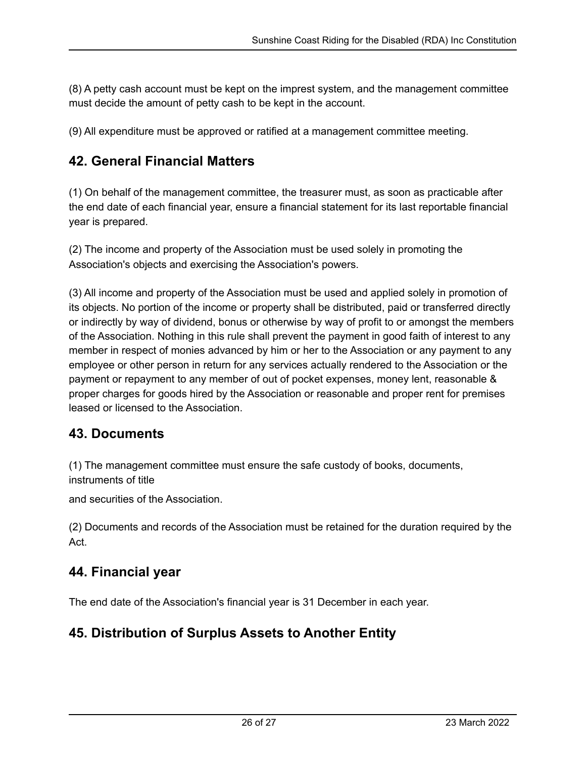(8) A petty cash account must be kept on the imprest system, and the management committee must decide the amount of petty cash to be kept in the account.

(9) All expenditure must be approved or ratified at a management committee meeting.

## 42. General Financial Matters

(1) On behalf of the management committee, the treasurer must, as soon as practicable after the end date of each financial year, ensure a financial statement for its last reportable financial year is prepared.

(2) The income and property of the Association must be used solely in promoting the Association's objects and exercising the Association's powers.

(3) All income and property of the Association must be used and applied solely in promotion of its objects. No portion of the income or property shall be distributed, paid or transferred directly or indirectly by way of dividend, bonus or otherwise by way of profit to or amongst the members of the Association. Nothing in this rule shall prevent the payment in good faith of interest to any member in respect of monies advanced by him or her to the Association or any payment to any employee or other person in return for any services actually rendered to the Association or the payment or repayment to any member of out of pocket expenses, money lent, reasonable & proper charges for goods hired by the Association or reasonable and proper rent for premises leased or licensed to the Association.

## 43. Documents

(1) The management committee must ensure the safe custody of books, documents, instruments of title

and securities of the Association.

(2) Documents and records of the Association must be retained for the duration required by the Act.

## 44. Financial year

The end date of the Association's financial year is 31 December in each year.

## 45. Distribution of Surplus Assets to Another Entity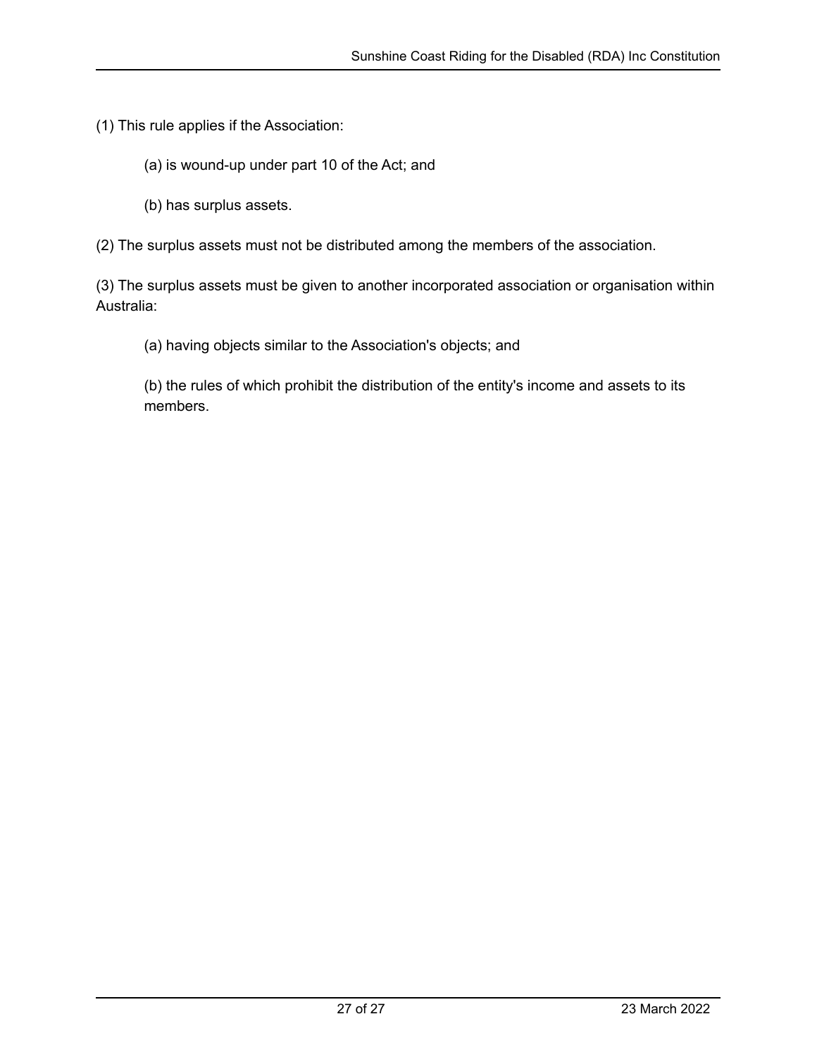(1) This rule applies if the Association:

(a) is wound-up under part 10 of the Act; and

(b) has surplus assets.

(2) The surplus assets must not be distributed among the members of the association.

(3) The surplus assets must be given to another incorporated association or organisation within Australia:

(a) having objects similar to the Association's objects; and

(b) the rules of which prohibit the distribution of the entity's income and assets to its members.